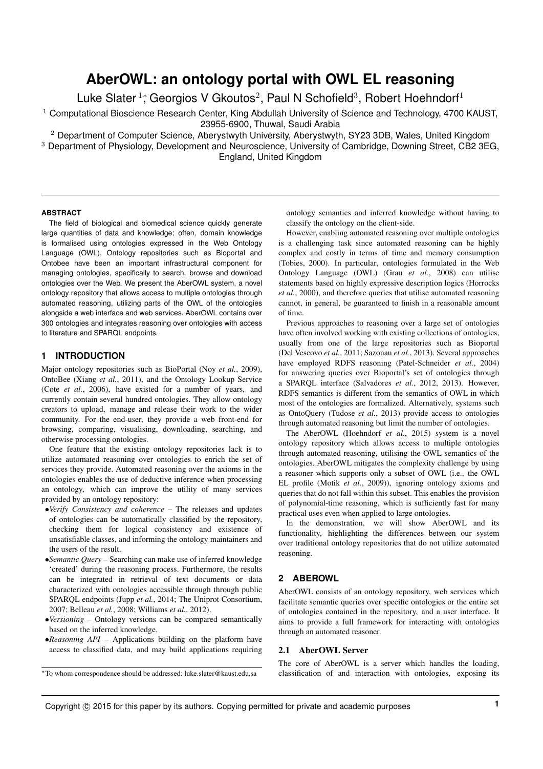# AberOWL: an ontology portal with OWL EL reasoning

Luke Slater [1,*], Georgios V Gkoutos [2], Paul N Schofield [3], Robert Hoehndorf [1]

[1] Computational Bioscience Research Center, King Abdullah University of Science and Technology, 4700 KAUST, 23955-6900, Thuwal, Saudi Arabia

[2] Department of Computer Science, Aberystwyth University, Aberystwyth, SY23 3DB, Wales, United Kingdom

[3] Department of Physiology, Development and Neuroscience, University of Cambridge, Downing Street, CB2 3EG, England, United Kingdom

#### ABSTRACT

The field of biological and biomedical science quickly generate large quantities of data and knowledge; often, domain knowledge is formalised using ontologies expressed in the Web Ontology Language (OWL). Ontology repositories such as Bioportal and Ontobee have been an important infrastructural component for managing ontologies, specifically to search, browse and download ontologies over the Web. We present the AberOWL system, a novel ontology repository that allows access to multiple ontologies through automated reasoning, utilizing parts of the OWL of the ontologies alongside a web interface and web services. AberOWL contains over 300 ontologies and integrates reasoning over ontologies with access to literature and SPARQL endpoints.

## 1 INTRODUCTION

Major ontology repositories such as BioPortal (Noy *et al.*, 2009), OntoBee (Xiang *et al.*, 2011), and the Ontology Lookup Service (Cote *et al.*, 2006), have existed for a number of years, and currently contain several hundred ontologies. They allow ontology creators to upload, manage and release their work to the wider community. For the end-user, they provide a web front-end for browsing, comparing, visualising, downloading, searching, and otherwise processing ontologies.

One feature that the existing ontology repositories lack is to utilize automated reasoning over ontologies to enrich the set of services they provide. Automated reasoning over the axioms in the ontologies enables the use of deductive inference when processing an ontology, which can improve the utility of many services provided by an ontology repository:

- *Verify Consistency and coherence* – The releases and updates of ontologies can be automatically classified by the repository, checking them for logical consistency and existence of unsatisfiable classes, and informing the ontology maintainers and the users of the result.
- *Semantic Query* – Searching can make use of inferred knowledge 'created' during the reasoning process. Furthermore, the results can be integrated in retrieval of text documents or data characterized with ontologies accessible through through public SPARQL endpoints (Jupp *et al.*, 2014; The Uniprot Consortium, 2007; Belleau *et al.*, 2008; Williams *et al.*, 2012).
- *Versioning* – Ontology versions can be compared semantically based on the inferred knowledge.
- *Reasoning API* – Applications building on the platform have access to classified data, and may build applications requiring ontology semantics and inferred knowledge without having to classify the ontology on the client-side.

However, enabling automated reasoning over multiple ontologies is a challenging task since automated reasoning can be highly complex and costly in terms of time and memory consumption (Tobies, 2000). In particular, ontologies formulated in the Web Ontology Language (OWL) (Grau *et al.*, 2008) can utilise statements based on highly expressive description logics (Horrocks *et al.*, 2000), and therefore queries that utilise automated reasoning cannot, in general, be guaranteed to finish in a reasonable amount of time.

Previous approaches to reasoning over a large set of ontologies have often involved working with existing collections of ontologies, usually from one of the large repositories such as Bioportal (Del Vescovo *et al.*, 2011; Sazonau *et al.*, 2013). Several approaches have employed RDFS reasoning (Patel-Schneider *et al.*, 2004) for answering queries over Bioportal's set of ontologies through a SPARQL interface (Salvadores *et al.*, 2012, 2013). However, RDFS semantics is different from the semantics of OWL in which most of the ontologies are formalized. Alternatively, systems such as OntoQuery (Tudose *et al.*, 2013) provide access to ontologies through automated reasoning but limit the number of ontologies.

The AberOWL (Hoehndorf *et al.*, 2015) system is a novel ontology repository which allows access to multiple ontologies through automated reasoning, utilising the OWL semantics of the ontologies. AberOWL mitigates the complexity challenge by using a reasoner which supports only a subset of OWL (i.e., the OWL EL profile (Motik *et al.*, 2009)), ignoring ontology axioms and queries that do not fall within this subset. This enables the provision of polynomial-time reasoning, which is sufficiently fast for many practical uses even when applied to large ontologies.

In the demonstration, we will show AberOWL and its functionality, highlighting the differences between our system over traditional ontology repositories that do not utilize automated reasoning.

## 2 ABEROWL

AberOWL consists of an ontology repository, web services which facilitate semantic queries over specific ontologies or the entire set of ontologies contained in the repository, and a user interface. It aims to provide a full framework for interacting with ontologies through an automated reasoner.

### 2.1 AberOWL Server

The core of AberOWL is a server which handles the loading, classification of and interaction with ontologies, exposing its

*To whom correspondence should be addressed: luke.slater@kaust.edu.sa

Copyright © 2015 for this paper by its authors. Copying permitted for private and academic purposes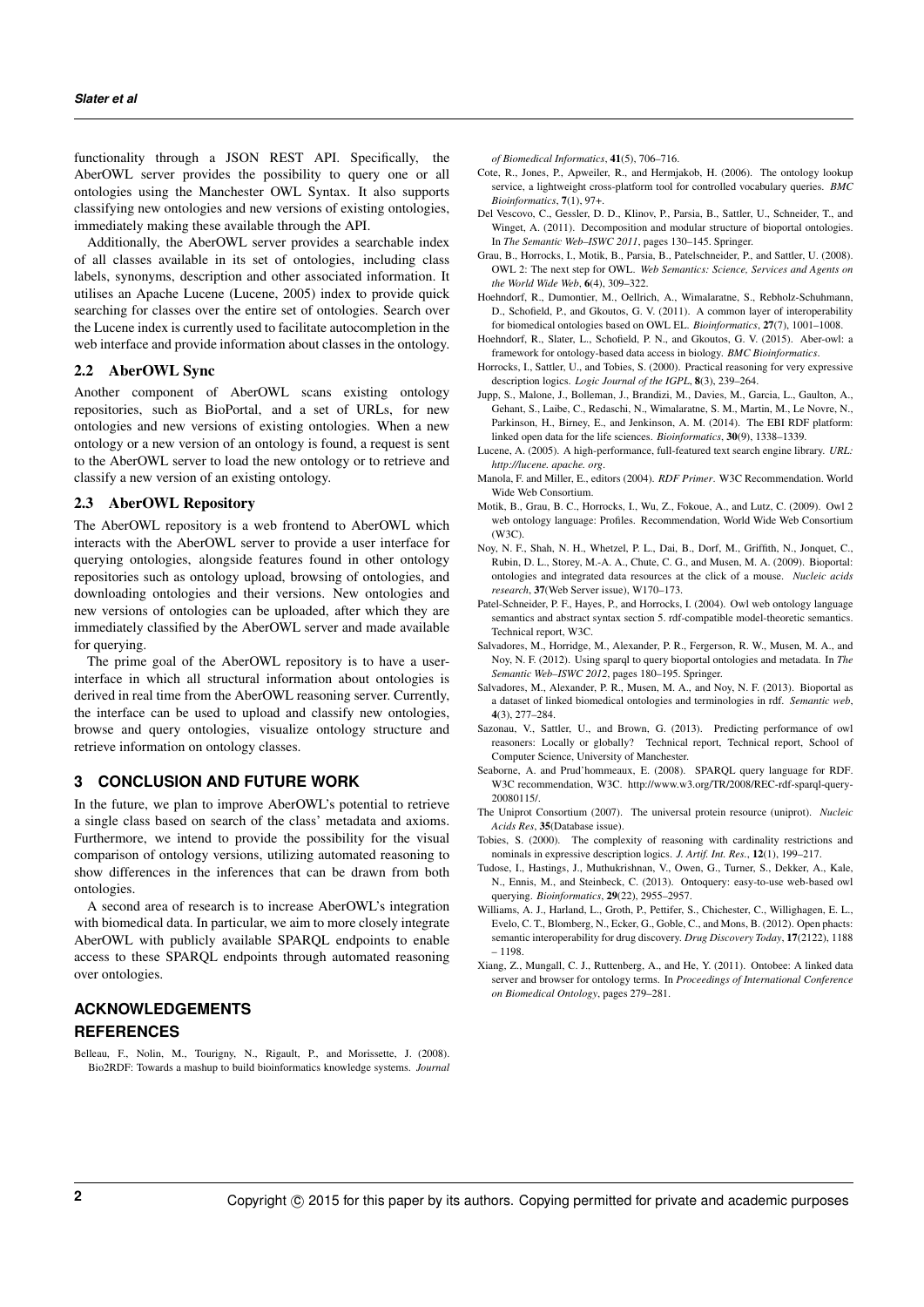functionality through a JSON REST API. Specifically, the AberOWL server provides the possibility to query one or all ontologies using the Manchester OWL Syntax. It also supports classifying new ontologies and new versions of existing ontologies, immediately making these available through the API.

Additionally, the AberOWL server provides a searchable index of all classes available in its set of ontologies, including class labels, synonyms, description and other associated information. It utilises an Apache Lucene (Lucene, 2005) index to provide quick searching for classes over the entire set of ontologies. Search over the Lucene index is currently used to facilitate autocompletion in the web interface and provide information about classes in the ontology.

### 2.2 AberOWL Sync

Another component of AberOWL scans existing ontology repositories, such as BioPortal, and a set of URLs, for new ontologies and new versions of existing ontologies. When a new ontology or a new version of an ontology is found, a request is sent to the AberOWL server to load the new ontology or to retrieve and classify a new version of an existing ontology.

### 2.3 AberOWL Repository

The AberOWL repository is a web frontend to AberOWL which interacts with the AberOWL server to provide a user interface for querying ontologies, alongside features found in other ontology repositories such as ontology upload, browsing of ontologies, and downloading ontologies and their versions. New ontologies and new versions of ontologies can be uploaded, after which they are immediately classified by the AberOWL server and made available for querying.

The prime goal of the AberOWL repository is to have a user-interface in which all structural information about ontologies is derived in real time from the AberOWL reasoning server. Currently, the interface can be used to upload and classify new ontologies, browse and query ontologies, visualize ontology structure and retrieve information on ontology classes.

## 3 CONCLUSION AND FUTURE WORK

In the future, we plan to improve AberOWL's potential to retrieve a single class based on search of the class' metadata and axioms. Furthermore, we intend to provide the possibility for the visual comparison of ontology versions, utilizing automated reasoning to show differences in the inferences that can be drawn from both ontologies.

A second area of research is to increase AberOWL's integration with biomedical data. In particular, we aim to more closely integrate AberOWL with publicly available SPARQL endpoints to enable access to these SPARQL endpoints through automated reasoning over ontologies.

## ACKNOWLEDGEMENTS

## REFERENCES

Belleau, F., Nolin, M., Tourigny, N., Rigault, P., and Morissette, J. (2008). Bio2RDF: Towards a mashup to build bioinformatics knowledge systems. *Journal of Biomedical Informatics*, **41**(5), 706–716.

Cote, R., Jones, P., Apweiler, R., and Hermjakob, H. (2006). The ontology lookup service, a lightweight cross-platform tool for controlled vocabulary queries. *BMC Bioinformatics*, **7**(1), 97+.

Del Vescovo, C., Gessler, D. D., Klinov, P., Parsia, B., Sattler, U., Schneider, T., and Winget, A. (2011). Decomposition and modular structure of bioportal ontologies. In *The Semantic Web–ISWC 2011*, pages 130–145. Springer.

Grau, B., Horrocks, I., Motik, B., Parsia, B., Patelschneider, P., and Sattler, U. (2008). OWL 2: The next step for OWL. *Web Semantics: Science, Services and Agents on the World Wide Web*, **6**(4), 309–322.

Hoehndorf, R., Dumontier, M., Oellrich, A., Wimalaratne, S., Rebholz-Schuhmann, D., Schofield, P., and Gkoutos, G. V. (2011). A common layer of interoperability for biomedical ontologies based on OWL EL. *Bioinformatics*, **27**(7), 1001–1008.

Hoehndorf, R., Slater, L., Schofield, P. N., and Gkoutos, G. V. (2015). Aber-owl: a framework for ontology-based data access in biology. *BMC Bioinformatics*.

Horrocks, I., Sattler, U., and Tobies, S. (2000). Practical reasoning for very expressive description logics. *Logic Journal of the IGPL*, **8**(3), 239–264.

Jupp, S., Malone, J., Bolleman, J., Brandizi, M., Davies, M., Garcia, L., Gaulton, A., Gehant, S., Laibe, C., Redaschi, N., Wimalaratne, S. M., Martin, M., Le Novre, N., Parkinson, H., Birney, E., and Jenkinson, A. M. (2014). The EBI RDF platform: linked open data for the life sciences. *Bioinformatics*, **30**(9), 1338–1339.

Lucene, A. (2005). A high-performance, full-featured text search engine library. *URL: http://lucene. apache. org*.

Manola, F. and Miller, E., editors (2004). *RDF Primer*. W3C Recommendation. World Wide Web Consortium.

Motik, B., Grau, B. C., Horrocks, I., Wu, Z., Fokoue, A., and Lutz, C. (2009). Owl 2 web ontology language: Profiles. Recommendation, World Wide Web Consortium (W3C).

Noy, N. F., Shah, N. H., Whetzel, P. L., Dai, B., Dorf, M., Griffith, N., Jonquet, C., Rubin, D. L., Storey, M.-A. A., Chute, C. G., and Musen, M. A. (2009). Bioportal: ontologies and integrated data resources at the click of a mouse. *Nucleic acids research*, **37**(Web Server issue), W170–173.

Patel-Schneider, P. F., Hayes, P., and Horrocks, I. (2004). Owl web ontology language semantics and abstract syntax section 5. rdf-compatible model-theoretic semantics. Technical report, W3C.

Salvadores, M., Horridge, M., Alexander, P. R., Fergerson, R. W., Musen, M. A., and Noy, N. F. (2012). Using sparql to query bioportal ontologies and metadata. In *The Semantic Web–ISWC 2012*, pages 180–195. Springer.

Salvadores, M., Alexander, P. R., Musen, M. A., and Noy, N. F. (2013). Bioportal as a dataset of linked biomedical ontologies and terminologies in rdf. *Semantic web*, **4**(3), 277–284.

Sazonau, V., Sattler, U., and Brown, G. (2013). Predicting performance of owl reasoners: Locally or globally? Technical report, Technical report, School of Computer Science, University of Manchester.

Seaborne, A. and Prud'hommeaux, E. (2008). SPARQL query language for RDF. W3C recommendation, W3C. http://www.w3.org/TR/2008/REC-rdf-sparql-query-20080115/.

The Uniprot Consortium (2007). The universal protein resource (uniprot). *Nucleic Acids Res*, **35**(Database issue).

Tobies, S. (2000). The complexity of reasoning with cardinality restrictions and nominals in expressive description logics. *J. Artif. Int. Res.*, **12**(1), 199–217.

Tudose, I., Hastings, J., Muthukrishnan, V., Owen, G., Turner, S., Dekker, A., Kale, N., Ennis, M., and Steinbeck, C. (2013). Ontoquery: easy-to-use web-based owl querying. *Bioinformatics*, **29**(22), 2955–2957.

Williams, A. J., Harland, L., Groth, P., Pettifer, S., Chichester, C., Willighagen, E. L., Evelo, C. T., Blomberg, N., Ecker, G., Goble, C., and Mons, B. (2012). Open phacts: semantic interoperability for drug discovery. *Drug Discovery Today*, **17**(2122), 1188 – 1198.

Xiang, Z., Mungall, C. J., Ruttenberg, A., and He, Y. (2011). Ontobee: A linked data server and browser for ontology terms. In *Proceedings of International Conference on Biomedical Ontology*, pages 279–281.